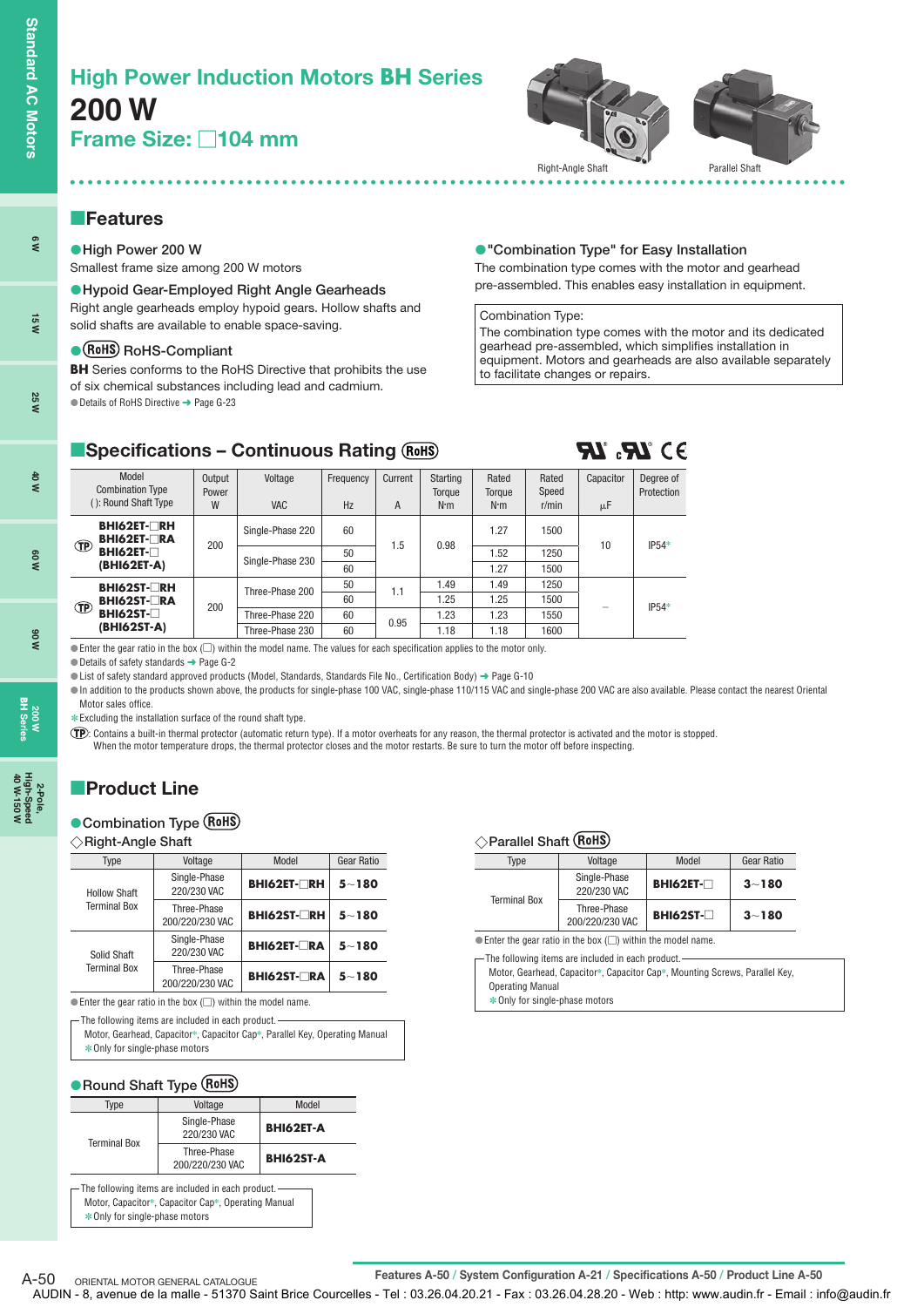# High Power Induction Motors **BH** Series

## 200 W

### Frame Size: □104 mm

Right-Angle Shaft

Parallel Shaft

## ■Features

**●High Power 200 W**

Smallest frame size among 200 W motors

**●Hypoid Gear-Employed Right Angle Gearheads**

Right angle gearheads employ hypoid gears. Hollow shafts and solid shafts are available to enable space-saving.

**●RoHS RoHS-Compliant**

**BH** Series conforms to the RoHS Directive that prohibits the use of six chemical substances including lead and cadmium.

●Details of RoHS Directive ➜ Page G-23

**●"Combination Type" for Easy Installation**

The combination type comes with the motor and gearhead pre-assembled. This enables easy installation in equipment.

> Combination Type:
> The combination type comes with the motor and its dedicated gearhead pre-assembled, which simplifies installation in equipment. Motors and gearheads are also available separately to facilitate changes or repairs.

## ■Specifications – Continuous Rating RoHS

| Model Combination Type ( ): Round Shaft Type | Output Power W | Voltage VAC | Frequency Hz | Current A | Starting Torque N·m | Rated Torque N·m | Rated Speed r/min | Capacitor μF | Degree of Protection |
|---|---|---|---|---|---|---|---|---|---|
| TP BHI62ET-□RH BHI62ET-□RA BHI62ET-□ (BHI62ET-A) | 200 | Single-Phase 220 | 60 | 1.5 | 0.98 | 1.27 | 1500 | 10 | IP54* |
| | | Single-Phase 230 | 50 | | | 1.52 | 1250 | | |
| | | | 60 | | | 1.27 | 1500 | | |
| TP BHI62ST-□RH BHI62ST-□RA BHI62ST-□ (BHI62ST-A) | 200 | Three-Phase 200 | 50 | 1.1 | 1.49 | 1.49 | 1250 | – | IP54* |
| | | | 60 | | 1.25 | 1.25 | 1500 | | |
| | | Three-Phase 220 | 60 | 0.95 | 1.23 | 1.23 | 1550 | | |
| | | Three-Phase 230 | 60 | | 1.18 | 1.18 | 1600 | | |

●Enter the gear ratio in the box (□) within the model name. The values for each specification applies to the motor only.
●Details of safety standards ➜ Page G-2
●List of safety standard approved products (Model, Standards, Standards File No., Certification Body) ➜ Page G-10
●In addition to the products shown above, the products for single-phase 100 VAC, single-phase 110/115 VAC and single-phase 200 VAC are also available. Please contact the nearest Oriental Motor sales office.
*Excluding the installation surface of the round shaft type.
TP: Contains a built-in thermal protector (automatic return type). If a motor overheats for any reason, the thermal protector is activated and the motor is stopped. When the motor temperature drops, the thermal protector closes and the motor restarts. Be sure to turn the motor off before inspecting.

## ■Product Line

### ●Combination Type RoHS

#### ◇Right-Angle Shaft

| Type | Voltage | Model | Gear Ratio |
|---|---|---|---|
| Hollow Shaft Terminal Box | Single-Phase 220/230 VAC | **BHI62ET-□RH** | **5~180** |
| | Three-Phase 200/220/230 VAC | **BHI62ST-□RH** | **5~180** |
| Solid Shaft Terminal Box | Single-Phase 220/230 VAC | **BHI62ET-□RA** | **5~180** |
| | Three-Phase 200/220/230 VAC | **BHI62ST-□RA** | **5~180** |

●Enter the gear ratio in the box (□) within the model name.

> The following items are included in each product.
> Motor, Gearhead, Capacitor*, Capacitor Cap*, Parallel Key, Operating Manual
> *Only for single-phase motors

#### ◇Parallel Shaft RoHS

| Type | Voltage | Model | Gear Ratio |
|---|---|---|---|
| Terminal Box | Single-Phase 220/230 VAC | **BHI62ET-□** | **3~180** |
| | Three-Phase 200/220/230 VAC | **BHI62ST-□** | **3~180** |

●Enter the gear ratio in the box (□) within the model name.

> The following items are included in each product.
> Motor, Gearhead, Capacitor*, Capacitor Cap*, Mounting Screws, Parallel Key, Operating Manual
> *Only for single-phase motors

### ●Round Shaft Type RoHS

| Type | Voltage | Model |
|---|---|---|
| Terminal Box | Single-Phase 220/230 VAC | **BHI62ET-A** |
| | Three-Phase 200/220/230 VAC | **BHI62ST-A** |

> The following items are included in each product.
> Motor, Capacitor*, Capacitor Cap*, Operating Manual
> *Only for single-phase motors

Features A-50 / System Configuration A-21 / Specifications A-50 / Product Line A-50

AUDIN - 8, avenue de la malle - 51370 Saint Brice Courcelles - Tel : 03.26.04.20.21 - Fax : 03.26.04.28.20 - Web : http: www.audin.fr - Email : info@audin.fr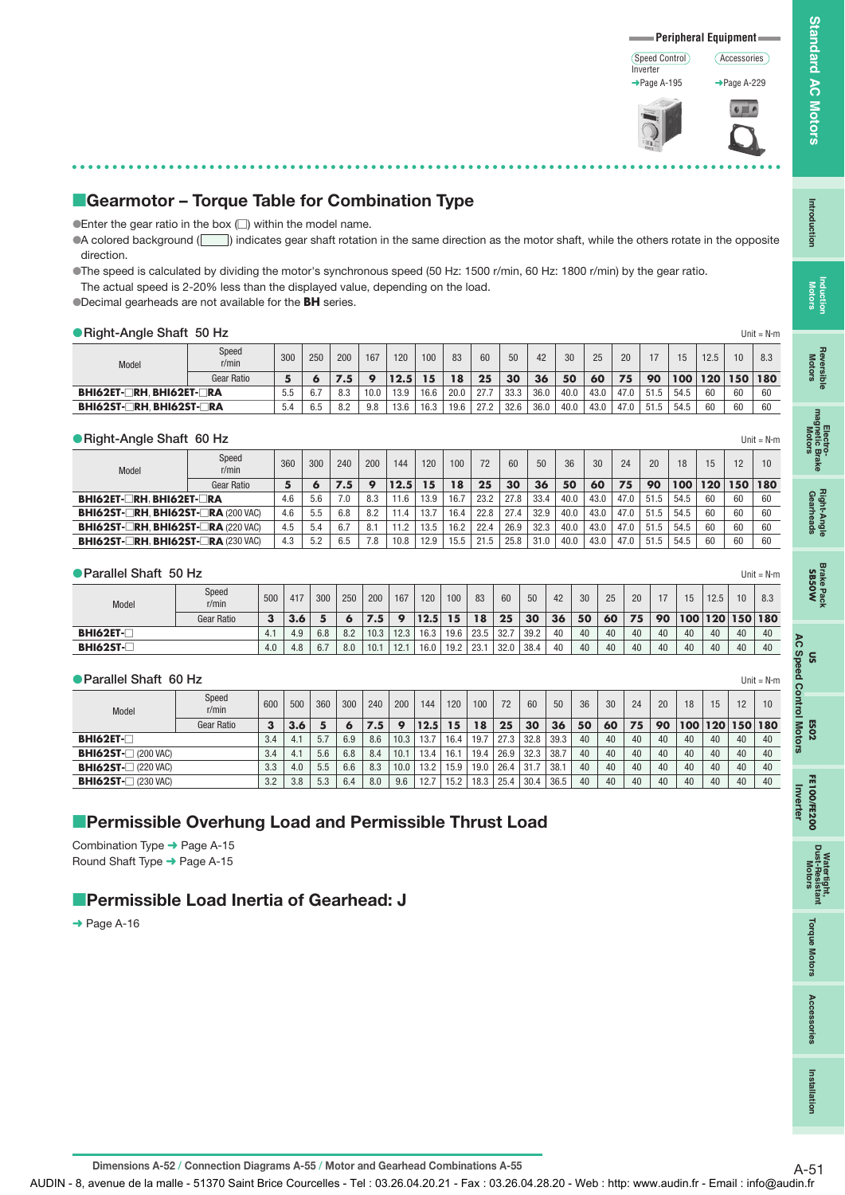Peripheral Equipment

Speed Control Inverter ➜Page A-195

Accessories ➜Page A-229

## Gearmotor – Torque Table for Combination Type

- Enter the gear ratio in the box (□) within the model name.
- A colored background (▭) indicates gear shaft rotation in the same direction as the motor shaft, while the others rotate in the opposite direction.
- The speed is calculated by dividing the motor's synchronous speed (50 Hz: 1500 r/min, 60 Hz: 1800 r/min) by the gear ratio. The actual speed is 2-20% less than the displayed value, depending on the load.
- Decimal gearheads are not available for the **BH** series.

### Right-Angle Shaft 50 Hz

Unit = N·m

| Model | Speed r/min | 300 | 250 | 200 | 167 | 120 | 100 | 83 | 60 | 50 | 42 | 30 | 25 | 20 | 17 | 15 | 12.5 | 10 | 8.3 |
|---|---|---|---|---|---|---|---|---|---|---|---|---|---|---|---|---|---|---|---|
| | Gear Ratio | **5** | **6** | **7.5** | **9** | **12.5** | **15** | **18** | **25** | **30** | **36** | **50** | **60** | **75** | **90** | **100** | **120** | **150** | **180** |
| **BHI62ET-□RH**, **BHI62ET-□RA** | | 5.5 | 6.7 | 8.3 | 10.0 | 13.9 | 16.6 | 20.0 | 27.7 | 33.3 | 36.0 | 40.0 | 43.0 | 47.0 | 51.5 | 54.5 | 60 | 60 | 60 |
| **BHI62ST-□RH**, **BHI62ST-□RA** | | 5.4 | 6.5 | 8.2 | 9.8 | 13.6 | 16.3 | 19.6 | 27.2 | 32.6 | 36.0 | 40.0 | 43.0 | 47.0 | 51.5 | 54.5 | 60 | 60 | 60 |

### Right-Angle Shaft 60 Hz

Unit = N·m

| Model | Speed r/min | 360 | 300 | 240 | 200 | 144 | 120 | 100 | 72 | 60 | 50 | 36 | 30 | 24 | 20 | 18 | 15 | 12 | 10 |
|---|---|---|---|---|---|---|---|---|---|---|---|---|---|---|---|---|---|---|---|
| | Gear Ratio | **5** | **6** | **7.5** | **9** | **12.5** | **15** | **18** | **25** | **30** | **36** | **50** | **60** | **75** | **90** | **100** | **120** | **150** | **180** |
| **BHI62ET-□RH**, **BHI62ET-□RA** | | 4.6 | 5.6 | 7.0 | 8.3 | 11.6 | 13.9 | 16.7 | 23.2 | 27.8 | 33.4 | 40.0 | 43.0 | 47.0 | 51.5 | 54.5 | 60 | 60 | 60 |
| **BHI62ST-□RH**, **BHI62ST-□RA** (200 VAC) | | 4.6 | 5.5 | 6.8 | 8.2 | 11.4 | 13.7 | 16.4 | 22.8 | 27.4 | 32.9 | 40.0 | 43.0 | 47.0 | 51.5 | 54.5 | 60 | 60 | 60 |
| **BHI62ST-□RH**, **BHI62ST-□RA** (220 VAC) | | 4.5 | 5.4 | 6.7 | 8.1 | 11.2 | 13.5 | 16.2 | 22.4 | 26.9 | 32.3 | 40.0 | 43.0 | 47.0 | 51.5 | 54.5 | 60 | 60 | 60 |
| **BHI62ST-□RH**, **BHI62ST-□RA** (230 VAC) | | 4.3 | 5.2 | 6.5 | 7.8 | 10.8 | 12.9 | 15.5 | 21.5 | 25.8 | 31.0 | 40.0 | 43.0 | 47.0 | 51.5 | 54.5 | 60 | 60 | 60 |

### Parallel Shaft 50 Hz

Unit = N·m

| Model | Speed r/min | 500 | 417 | 300 | 250 | 200 | 167 | 120 | 100 | 83 | 60 | 50 | 42 | 30 | 25 | 20 | 17 | 15 | 12.5 | 10 | 8.3 |
|---|---|---|---|---|---|---|---|---|---|---|---|---|---|---|---|---|---|---|---|---|---|
| | Gear Ratio | **3** | **3.6** | **5** | **6** | **7.5** | **9** | **12.5** | **15** | **18** | **25** | **30** | **36** | **50** | **60** | **75** | **90** | **100** | **120** | **150** | **180** |
| **BHI62ET-□** | | 4.1 | 4.9 | 6.8 | 8.2 | 10.3 | 12.3 | 16.3 | 19.6 | 23.5 | 32.7 | 39.2 | 40 | 40 | 40 | 40 | 40 | 40 | 40 | 40 | 40 |
| **BHI62ST-□** | | 4.0 | 4.8 | 6.7 | 8.0 | 10.1 | 12.1 | 16.0 | 19.2 | 23.1 | 32.0 | 38.4 | 40 | 40 | 40 | 40 | 40 | 40 | 40 | 40 | 40 |

### Parallel Shaft 60 Hz

Unit = N·m

| Model | Speed r/min | 600 | 500 | 360 | 300 | 240 | 200 | 144 | 120 | 100 | 72 | 60 | 50 | 36 | 30 | 24 | 20 | 18 | 15 | 12 | 10 |
|---|---|---|---|---|---|---|---|---|---|---|---|---|---|---|---|---|---|---|---|---|---|
| | Gear Ratio | **3** | **3.6** | **5** | **6** | **7.5** | **9** | **12.5** | **15** | **18** | **25** | **30** | **36** | **50** | **60** | **75** | **90** | **100** | **120** | **150** | **180** |
| **BHI62ET-□** | | 3.4 | 4.1 | 5.7 | 6.9 | 8.6 | 10.3 | 13.7 | 16.4 | 19.7 | 27.3 | 32.8 | 39.3 | 40 | 40 | 40 | 40 | 40 | 40 | 40 | 40 |
| **BHI62ST-□** (200 VAC) | | 3.4 | 4.1 | 5.6 | 6.8 | 8.4 | 10.1 | 13.4 | 16.1 | 19.4 | 26.9 | 32.3 | 38.7 | 40 | 40 | 40 | 40 | 40 | 40 | 40 | 40 |
| **BHI62ST-□** (220 VAC) | | 3.3 | 4.0 | 5.5 | 6.6 | 8.3 | 10.0 | 13.2 | 15.9 | 19.0 | 26.4 | 31.7 | 38.1 | 40 | 40 | 40 | 40 | 40 | 40 | 40 | 40 |
| **BHI62ST-□** (230 VAC) | | 3.2 | 3.8 | 5.3 | 6.4 | 8.0 | 9.6 | 12.7 | 15.2 | 18.3 | 25.4 | 30.4 | 36.5 | 40 | 40 | 40 | 40 | 40 | 40 | 40 | 40 |

## Permissible Overhung Load and Permissible Thrust Load

Combination Type ➜ Page A-15
Round Shaft Type ➜ Page A-15

## Permissible Load Inertia of Gearhead: J

➜ Page A-16

Dimensions A-52 / Connection Diagrams A-55 / Motor and Gearhead Combinations A-55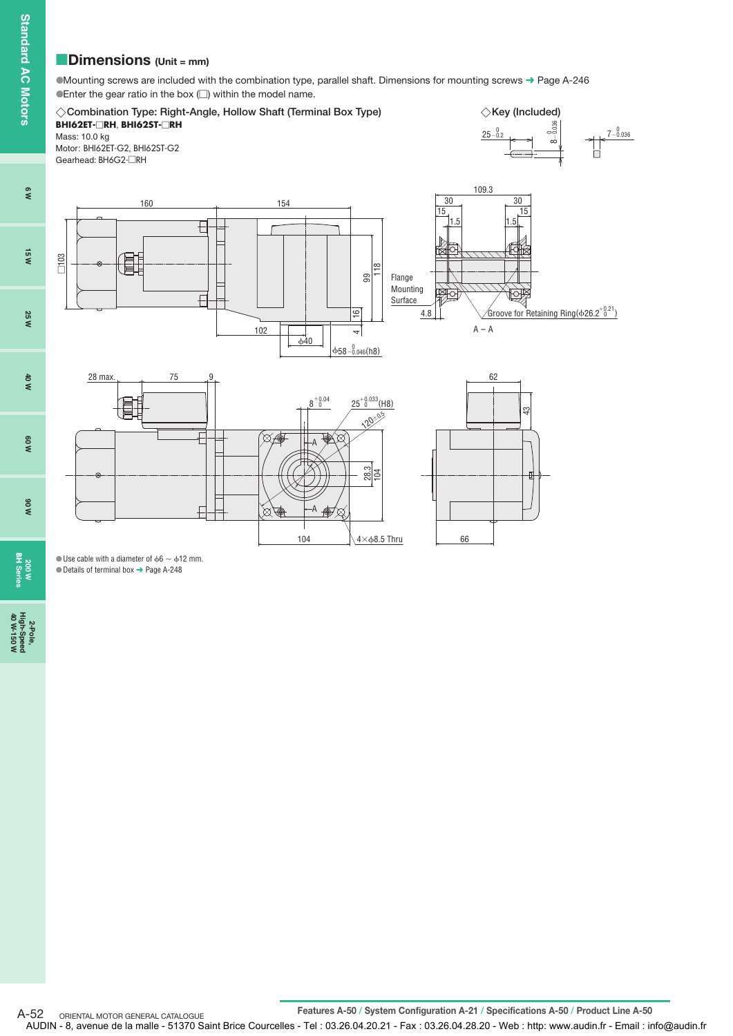## Dimensions (Unit = mm)

- Mounting screws are included with the combination type, parallel shaft. Dimensions for mounting screws ➜ Page A-246
- Enter the gear ratio in the box (□) within the model name.

### ◇Combination Type: Right-Angle, Hollow Shaft (Terminal Box Type)

**BHI62ET-□RH**, **BHI62ST-□RH**

Mass: 10.0 kg

Motor: BHI62ET-G2, BHI62ST-G2

Gearhead: BH6G2-□RH

### ◇Key (Included)

- Use cable with a diameter of ϕ6 ∼ ϕ12 mm.
- Details of terminal box ➜ Page A-248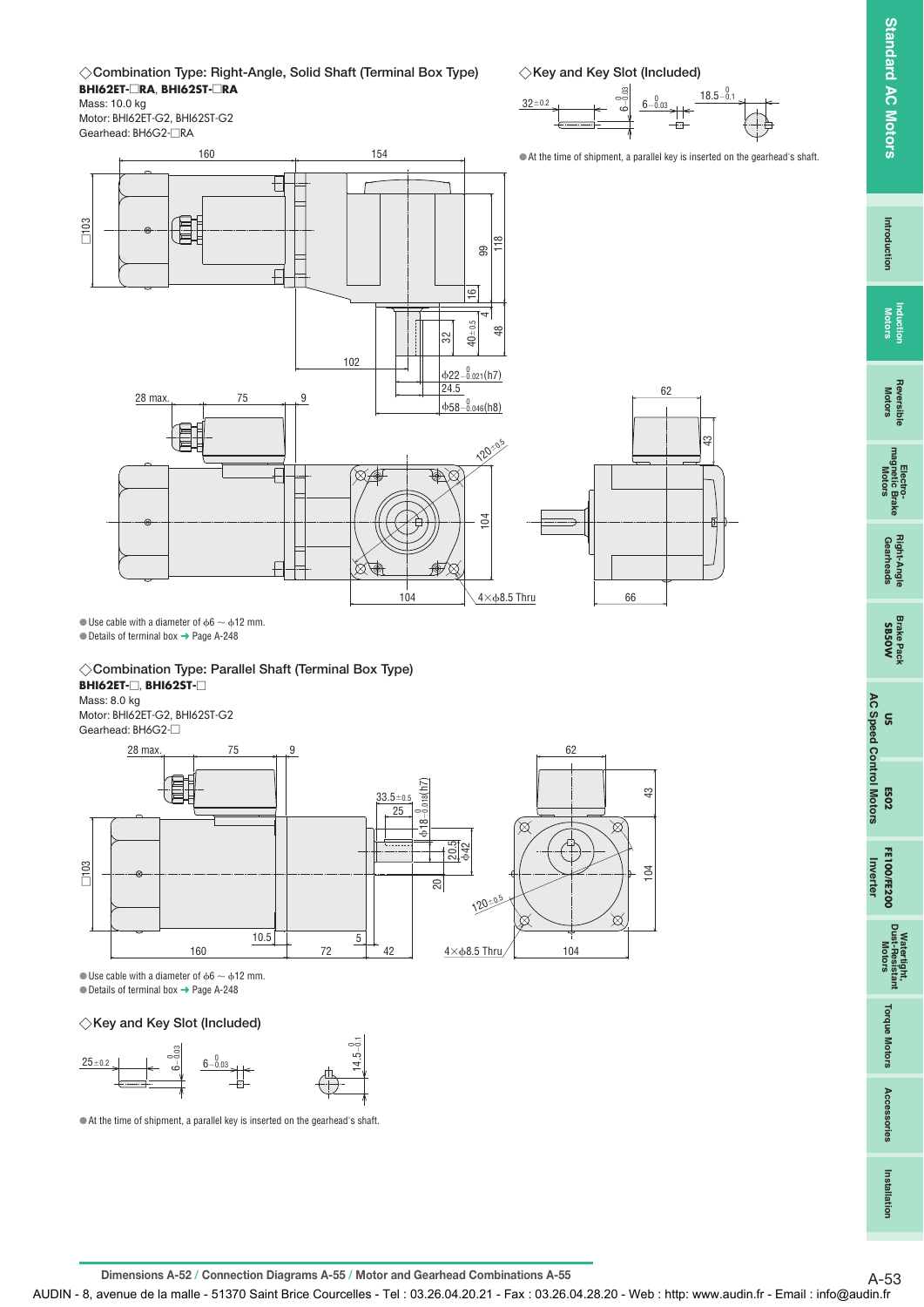### ◇Combination Type: Right-Angle, Solid Shaft (Terminal Box Type)

**BHI62ET-□RA**, **BHI62ST-□RA**

Mass: 10.0 kg
Motor: BHI62ET-G2, BHI62ST-G2
Gearhead: BH6G2-□RA

●Use cable with a diameter of ϕ6 ~ ϕ12 mm.
●Details of terminal box ➜ Page A-248

### ◇Key and Key Slot (Included)

●At the time of shipment, a parallel key is inserted on the gearhead's shaft.

### ◇Combination Type: Parallel Shaft (Terminal Box Type)

**BHI62ET-□**, **BHI62ST-□**

Mass: 8.0 kg
Motor: BHI62ET-G2, BHI62ST-G2
Gearhead: BH6G2-□

●Use cable with a diameter of ϕ6 ~ ϕ12 mm.
●Details of terminal box ➜ Page A-248

### ◇Key and Key Slot (Included)

●At the time of shipment, a parallel key is inserted on the gearhead's shaft.

**Dimensions A-52 / Connection Diagrams A-55 / Motor and Gearhead Combinations A-55**

AUDIN - 8, avenue de la malle - 51370 Saint Brice Courcelles - Tel : 03.26.04.20.21 - Fax : 03.26.04.28.20 - Web : http: www.audin.fr - Email : info@audin.fr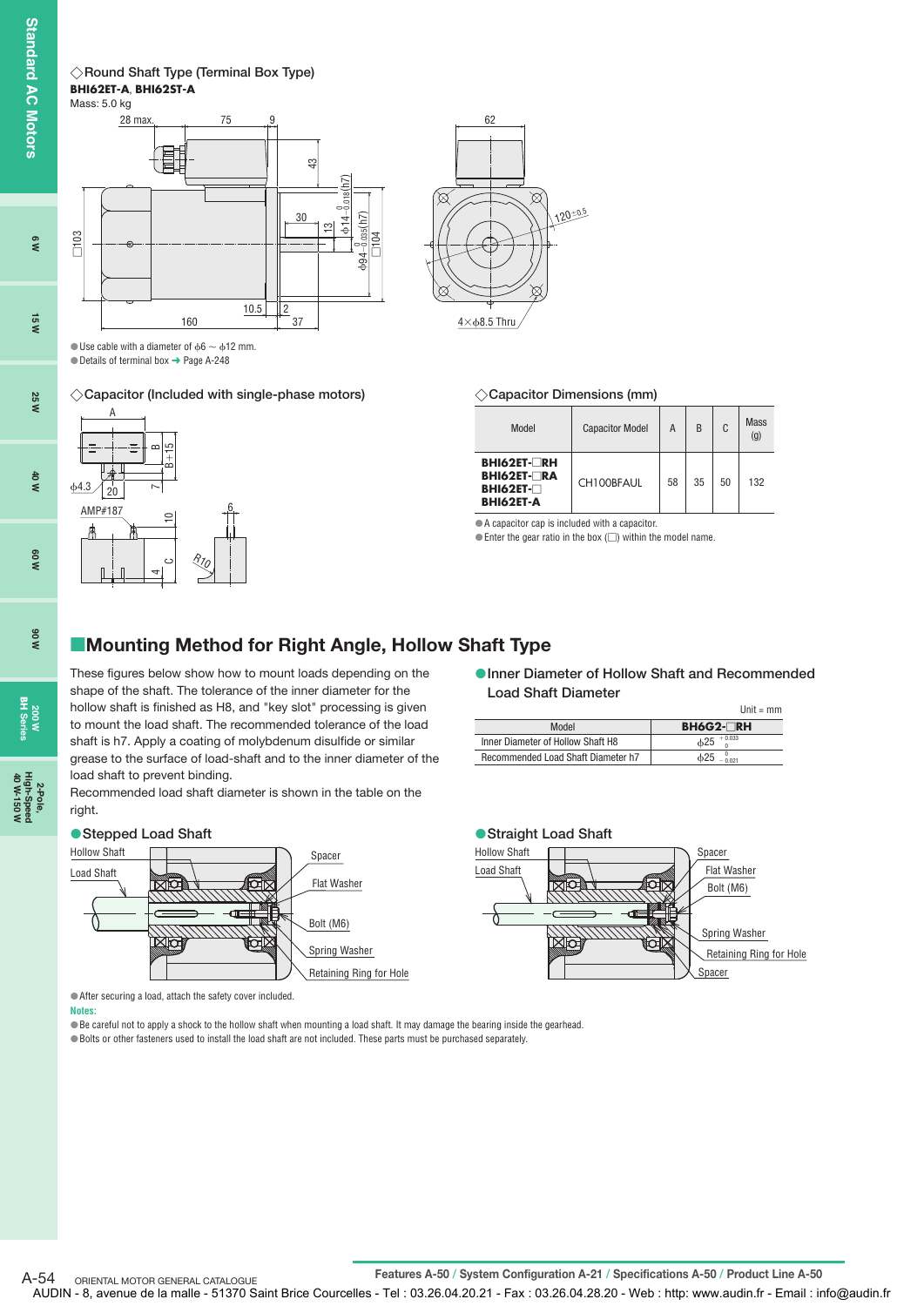◇Round Shaft Type (Terminal Box Type)

**BHI62ET-A**, **BHI62ST-A**

Mass: 5.0 kg

- Use cable with a diameter of ϕ6 ~ ϕ12 mm.
- Details of terminal box ➜ Page A-248

◇Capacitor (Included with single-phase motors)

◇Capacitor Dimensions (mm)

| Model | Capacitor Model | A | B | C | Mass (g) |
|---|---|---|---|---|---|
| **BHI62ET-□RH**<br>**BHI62ET-□RA**<br>**BHI62ET-□**<br>**BHI62ET-A** | CH100BFAUL | 58 | 35 | 50 | 132 |

- A capacitor cap is included with a capacitor.
- Enter the gear ratio in the box (□) within the model name.

## ■Mounting Method for Right Angle, Hollow Shaft Type

These figures below show how to mount loads depending on the shape of the shaft. The tolerance of the inner diameter for the hollow shaft is finished as H8, and "key slot" processing is given to mount the load shaft. The recommended tolerance of the load shaft is h7. Apply a coating of molybdenum disulfide or similar grease to the surface of load-shaft and to the inner diameter of the load shaft to prevent binding.

Recommended load shaft diameter is shown in the table on the right.

### ●Inner Diameter of Hollow Shaft and Recommended Load Shaft Diameter

Unit = mm

| Model | BH6G2-□RH |
|---|---|
| Inner Diameter of Hollow Shaft H8 | $\phi 25\ ^{+0.033}_{\ \ 0}$ |
| Recommended Load Shaft Diameter h7 | $\phi 25\ ^{\ \ 0}_{-0.021}$ |

### ●Stepped Load Shaft

Hollow Shaft, Load Shaft, Spacer, Flat Washer, Bolt (M6), Spring Washer, Retaining Ring for Hole

### ●Straight Load Shaft

Hollow Shaft, Load Shaft, Spacer, Flat Washer, Bolt (M6), Spring Washer, Retaining Ring for Hole, Spacer

- After securing a load, attach the safety cover included.

**Notes:**

- Be careful not to apply a shock to the hollow shaft when mounting a load shaft. It may damage the bearing inside the gearhead.
- Bolts or other fasteners used to install the load shaft are not included. These parts must be purchased separately.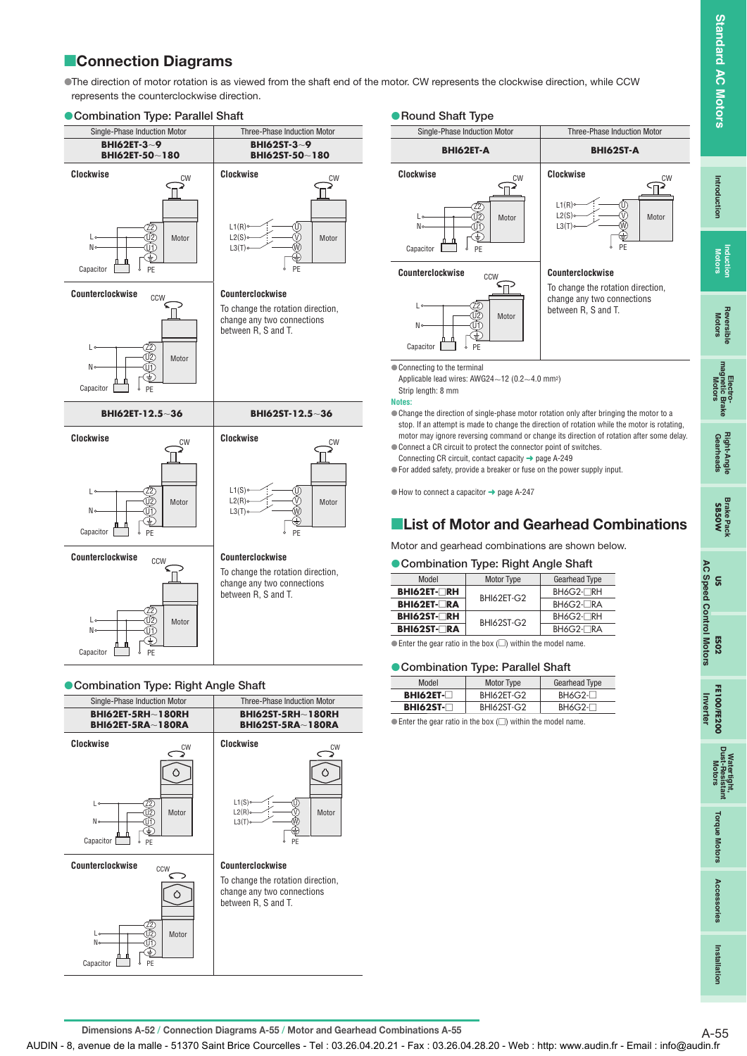## Connection Diagrams

●The direction of motor rotation is as viewed from the shaft end of the motor. CW represents the clockwise direction, while CCW represents the counterclockwise direction.

### ●Combination Type: Parallel Shaft

| Single-Phase Induction Motor | Three-Phase Induction Motor |
|---|---|
| **BHI62ET-3~9** **BHI62ET-50~180** | **BHI62ST-3~9** **BHI62ST-50~180** |
| **Clockwise** CW, L, N, Z2, U2, U1, Motor, Capacitor, PE | **Clockwise** CW, L1(R), L2(S), L3(T), U, V, W, Motor, PE |
| **Counterclockwise** CCW, L, N, Z2, U2, U1, Motor, Capacitor, PE | **Counterclockwise** To change the rotation direction, change any two connections between R, S and T. |
| **BHI62ET-12.5~36** | **BHI62ST-12.5~36** |
| **Clockwise** CW, L, N, Z2, U2, U1, Motor, Capacitor, PE | **Clockwise** CW, L1(S), L2(R), L3(T), U, V, W, Motor, PE |
| **Counterclockwise** CCW, L, N, Z2, U2, U1, Motor, Capacitor, PE | **Counterclockwise** To change the rotation direction, change any two connections between R, S and T. |

### ●Combination Type: Right Angle Shaft

| Single-Phase Induction Motor | Three-Phase Induction Motor |
|---|---|
| **BHI62ET-5RH~180RH** **BHI62ET-5RA~180RA** | **BHI62ST-5RH~180RH** **BHI62ST-5RA~180RA** |
| **Clockwise** CW, L, N, Z2, U2, U1, Motor, Capacitor, PE | **Clockwise** CW, L1(S), L2(R), L3(T), U, V, W, Motor, PE |
| **Counterclockwise** CCW, L, N, Z2, U2, U1, Motor, Capacitor, PE | **Counterclockwise** To change the rotation direction, change any two connections between R, S and T. |

### ●Round Shaft Type

| Single-Phase Induction Motor | Three-Phase Induction Motor |
|---|---|
| **BHI62ET-A** | **BHI62ST-A** |
| **Clockwise** CW, L, N, Z2, U2, U1, Motor, Capacitor, PE | **Clockwise** CW, L1(R), L2(S), L3(T), U, V, W, Motor, PE |
| **Counterclockwise** CCW, L, N, Z2, U2, U1, Motor, Capacitor, PE | **Counterclockwise** To change the rotation direction, change any two connections between R, S and T. |

●Connecting to the terminal
Applicable lead wires: AWG24~12 (0.2~4.0 mm²)
Strip length: 8 mm

**Notes:**

- Change the direction of single-phase motor rotation only after bringing the motor to a stop. If an attempt is made to change the direction of rotation while the motor is rotating, the motor may ignore the reversing command or change its direction of rotation after some delay.
- Connect a CR circuit to protect the connector point of switches.
  Connecting CR circuit, contact capacity ➜ page A-249
- For added safety, provide a breaker or fuse on the power supply input.

●How to connect a capacitor ➜ page A-247

## List of Motor and Gearhead Combinations

Motor and gearhead combinations are shown below.

### ●Combination Type: Right Angle Shaft

| Model | Motor Type | Gearhead Type |
|---|---|---|
| **BHI62ET-□RH** | BHI62ET-G2 | BH6G2-□RH |
| **BHI62ET-□RA** | | BH6G2-□RA |
| **BHI62ST-□RH** | BHI62ST-G2 | BH6G2-□RH |
| **BHI62ST-□RA** | | BH6G2-□RA |

●Enter the gear ratio in the box (□) within the model name.

### ●Combination Type: Parallel Shaft

| Model | Motor Type | Gearhead Type |
|---|---|---|
| **BHI62ET-□** | BHI62ET-G2 | BH6G2-□ |
| **BHI62ST-□** | BHI62ST-G2 | BH6G2-□ |

●Enter the gear ratio in the box (□) within the model name.

Dimensions A-52 / Connection Diagrams A-55 / Motor and Gearhead Combinations A-55

AUDIN - 8, avenue de la malle - 51370 Saint Brice Courcelles - Tel : 03.26.04.20.21 - Fax : 03.26.04.28.20 - Web : http: www.audin.fr - Email : info@audin.fr